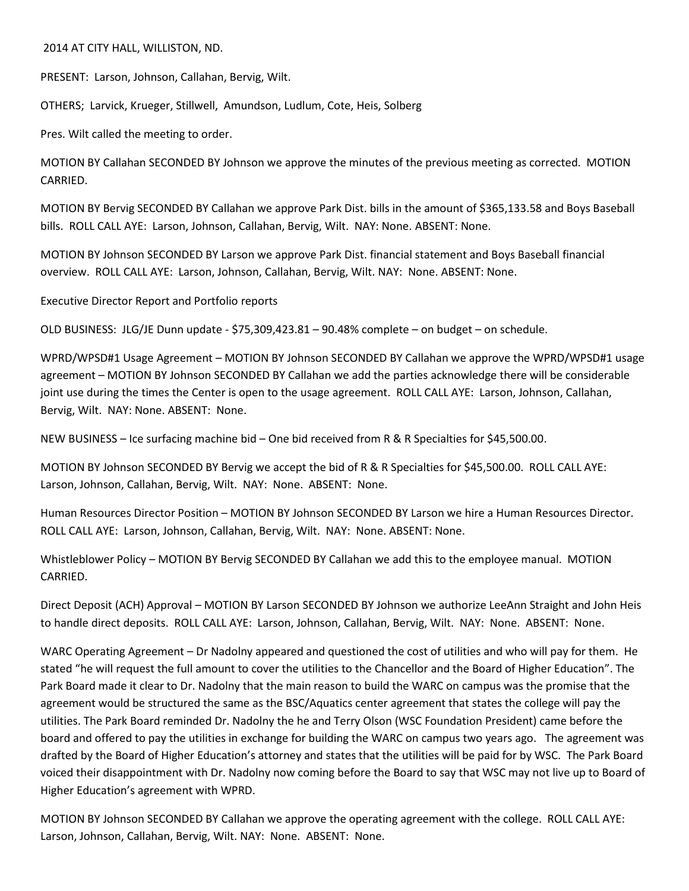2014 AT CITY HALL, WILLISTON, ND.

PRESENT: Larson, Johnson, Callahan, Bervig, Wilt.

OTHERS; Larvick, Krueger, Stillwell, Amundson, Ludlum, Cote, Heis, Solberg

Pres. Wilt called the meeting to order.

MOTION BY Callahan SECONDED BY Johnson we approve the minutes of the previous meeting as corrected. MOTION CARRIED.

MOTION BY Bervig SECONDED BY Callahan we approve Park Dist. bills in the amount of $365,133.58 and Boys Baseball bills. ROLL CALL AYE: Larson, Johnson, Callahan, Bervig, Wilt. NAY: None. ABSENT: None.

MOTION BY Johnson SECONDED BY Larson we approve Park Dist. financial statement and Boys Baseball financial overview. ROLL CALL AYE: Larson, Johnson, Callahan, Bervig, Wilt. NAY: None. ABSENT: None.

Executive Director Report and Portfolio reports

OLD BUSINESS: JLG/JE Dunn update - $75,309,423.81 – 90.48% complete – on budget – on schedule.

WPRD/WPSD#1 Usage Agreement – MOTION BY Johnson SECONDED BY Callahan we approve the WPRD/WPSD#1 usage agreement – MOTION BY Johnson SECONDED BY Callahan we add the parties acknowledge there will be considerable joint use during the times the Center is open to the usage agreement. ROLL CALL AYE: Larson, Johnson, Callahan, Bervig, Wilt. NAY: None. ABSENT: None.

NEW BUSINESS – Ice surfacing machine bid – One bid received from R & R Specialties for $45,500.00.

MOTION BY Johnson SECONDED BY Bervig we accept the bid of R & R Specialties for $45,500.00. ROLL CALL AYE: Larson, Johnson, Callahan, Bervig, Wilt. NAY: None. ABSENT: None.

Human Resources Director Position – MOTION BY Johnson SECONDED BY Larson we hire a Human Resources Director. ROLL CALL AYE: Larson, Johnson, Callahan, Bervig, Wilt. NAY: None. ABSENT: None.

Whistleblower Policy – MOTION BY Bervig SECONDED BY Callahan we add this to the employee manual. MOTION CARRIED.

Direct Deposit (ACH) Approval – MOTION BY Larson SECONDED BY Johnson we authorize LeeAnn Straight and John Heis to handle direct deposits. ROLL CALL AYE: Larson, Johnson, Callahan, Bervig, Wilt. NAY: None. ABSENT: None.

WARC Operating Agreement – Dr Nadolny appeared and questioned the cost of utilities and who will pay for them. He stated "he will request the full amount to cover the utilities to the Chancellor and the Board of Higher Education". The Park Board made it clear to Dr. Nadolny that the main reason to build the WARC on campus was the promise that the agreement would be structured the same as the BSC/Aquatics center agreement that states the college will pay the utilities. The Park Board reminded Dr. Nadolny the he and Terry Olson (WSC Foundation President) came before the board and offered to pay the utilities in exchange for building the WARC on campus two years ago. The agreement was drafted by the Board of Higher Education's attorney and states that the utilities will be paid for by WSC. The Park Board voiced their disappointment with Dr. Nadolny now coming before the Board to say that WSC may not live up to Board of Higher Education's agreement with WPRD.

MOTION BY Johnson SECONDED BY Callahan we approve the operating agreement with the college. ROLL CALL AYE: Larson, Johnson, Callahan, Bervig, Wilt. NAY: None. ABSENT: None.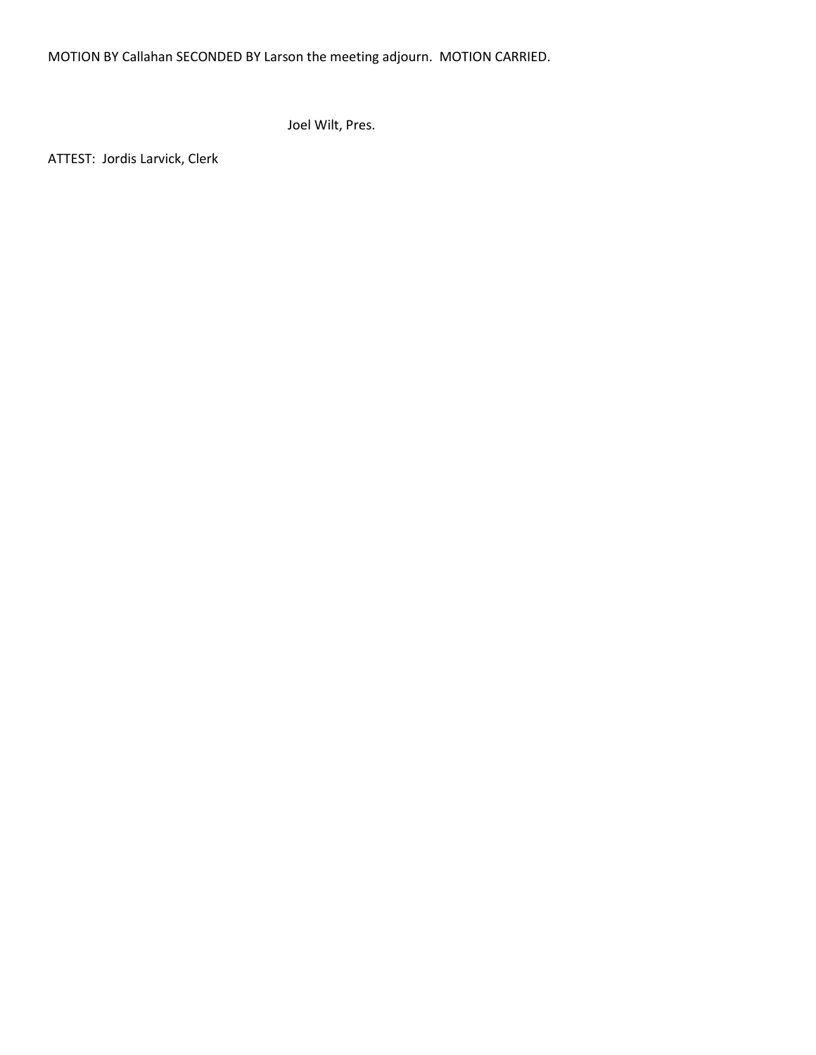MOTION BY Callahan SECONDED BY Larson the meeting adjourn.  MOTION CARRIED.

Joel Wilt, Pres.

ATTEST:  Jordis Larvick, Clerk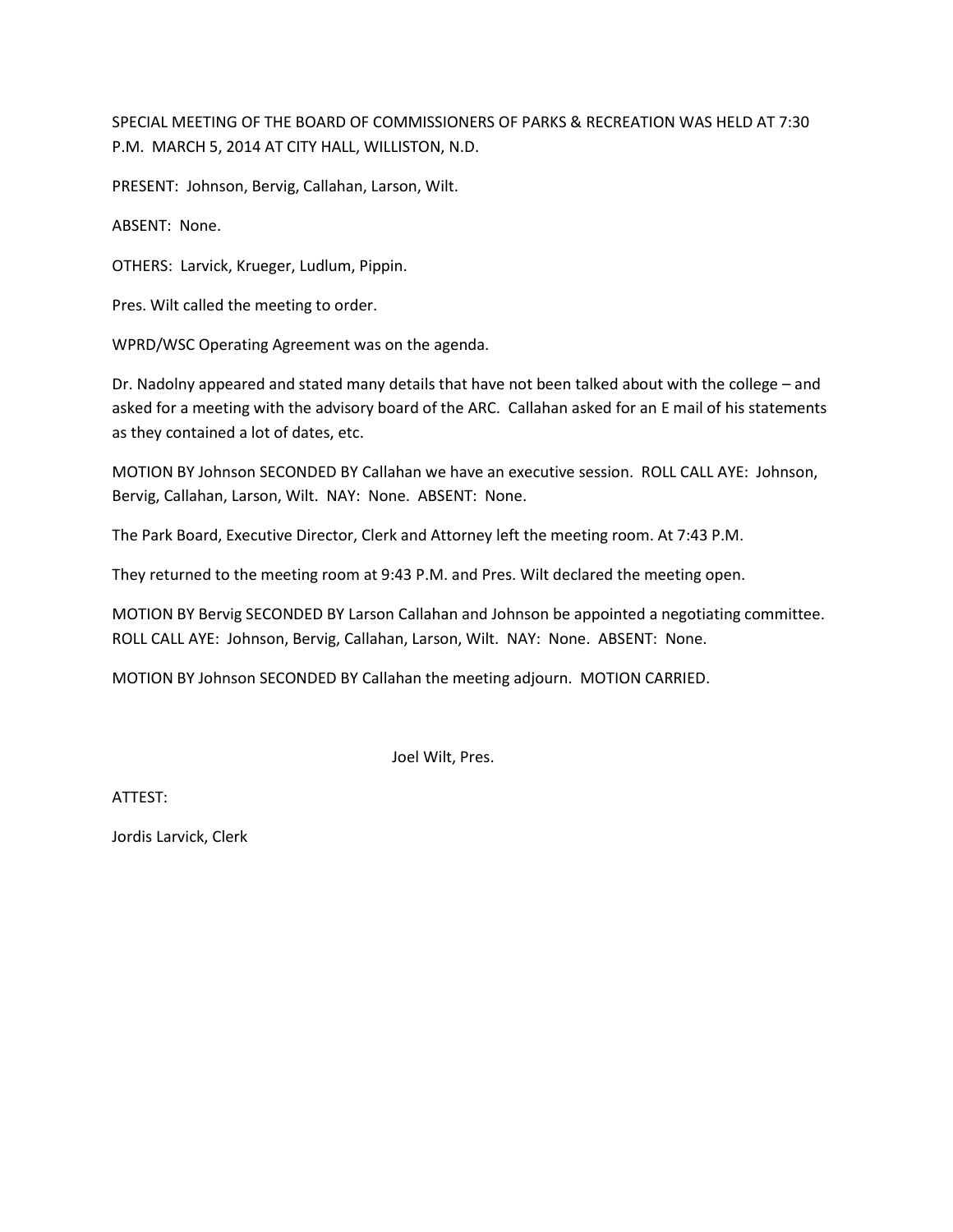SPECIAL MEETING OF THE BOARD OF COMMISSIONERS OF PARKS & RECREATION WAS HELD AT 7:30 P.M. MARCH 5, 2014 AT CITY HALL, WILLISTON, N.D.

PRESENT: Johnson, Bervig, Callahan, Larson, Wilt.

ABSENT: None.

OTHERS: Larvick, Krueger, Ludlum, Pippin.

Pres. Wilt called the meeting to order.

WPRD/WSC Operating Agreement was on the agenda.

Dr. Nadolny appeared and stated many details that have not been talked about with the college – and asked for a meeting with the advisory board of the ARC. Callahan asked for an E mail of his statements as they contained a lot of dates, etc.

MOTION BY Johnson SECONDED BY Callahan we have an executive session. ROLL CALL AYE: Johnson, Bervig, Callahan, Larson, Wilt. NAY: None. ABSENT: None.

The Park Board, Executive Director, Clerk and Attorney left the meeting room. At 7:43 P.M.

They returned to the meeting room at 9:43 P.M. and Pres. Wilt declared the meeting open.

MOTION BY Bervig SECONDED BY Larson Callahan and Johnson be appointed a negotiating committee. ROLL CALL AYE: Johnson, Bervig, Callahan, Larson, Wilt. NAY: None. ABSENT: None.

MOTION BY Johnson SECONDED BY Callahan the meeting adjourn. MOTION CARRIED.

Joel Wilt, Pres.

ATTEST:

Jordis Larvick, Clerk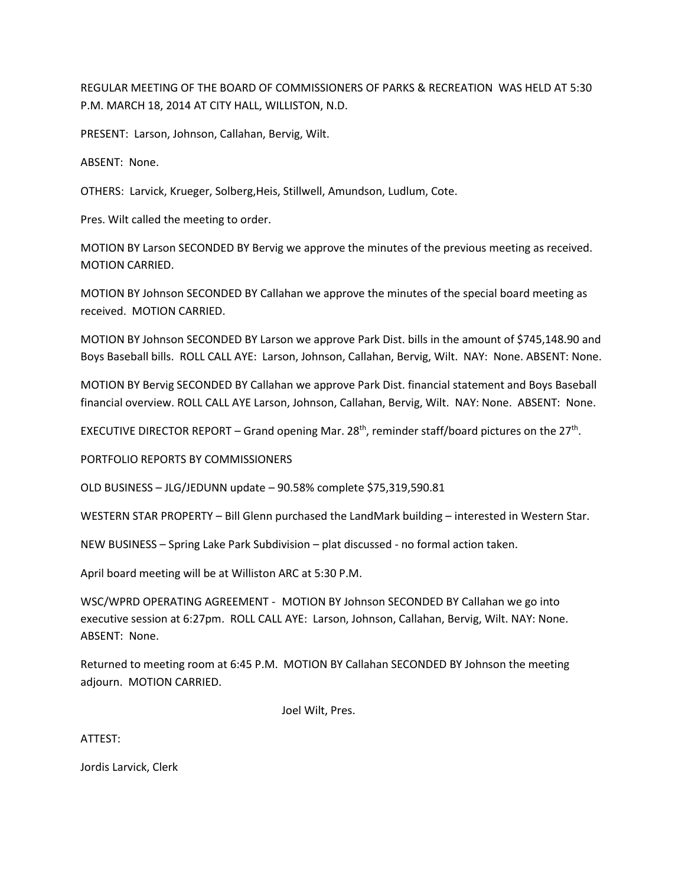REGULAR MEETING OF THE BOARD OF COMMISSIONERS OF PARKS & RECREATION WAS HELD AT 5:30 P.M. MARCH 18, 2014 AT CITY HALL, WILLISTON, N.D.

PRESENT: Larson, Johnson, Callahan, Bervig, Wilt.

ABSENT: None.

OTHERS: Larvick, Krueger, Solberg,Heis, Stillwell, Amundson, Ludlum, Cote.

Pres. Wilt called the meeting to order.

MOTION BY Larson SECONDED BY Bervig we approve the minutes of the previous meeting as received. MOTION CARRIED.

MOTION BY Johnson SECONDED BY Callahan we approve the minutes of the special board meeting as received. MOTION CARRIED.

MOTION BY Johnson SECONDED BY Larson we approve Park Dist. bills in the amount of $745,148.90 and Boys Baseball bills. ROLL CALL AYE: Larson, Johnson, Callahan, Bervig, Wilt. NAY: None. ABSENT: None.

MOTION BY Bervig SECONDED BY Callahan we approve Park Dist. financial statement and Boys Baseball financial overview. ROLL CALL AYE Larson, Johnson, Callahan, Bervig, Wilt. NAY: None. ABSENT: None.

EXECUTIVE DIRECTOR REPORT – Grand opening Mar. 28th, reminder staff/board pictures on the 27th.

PORTFOLIO REPORTS BY COMMISSIONERS

OLD BUSINESS – JLG/JEDUNN update – 90.58% complete $75,319,590.81

WESTERN STAR PROPERTY – Bill Glenn purchased the LandMark building – interested in Western Star.

NEW BUSINESS – Spring Lake Park Subdivision – plat discussed - no formal action taken.

April board meeting will be at Williston ARC at 5:30 P.M.

WSC/WPRD OPERATING AGREEMENT - MOTION BY Johnson SECONDED BY Callahan we go into executive session at 6:27pm. ROLL CALL AYE: Larson, Johnson, Callahan, Bervig, Wilt. NAY: None. ABSENT: None.

Returned to meeting room at 6:45 P.M. MOTION BY Callahan SECONDED BY Johnson the meeting adjourn. MOTION CARRIED.

Joel Wilt, Pres.

ATTEST:

Jordis Larvick, Clerk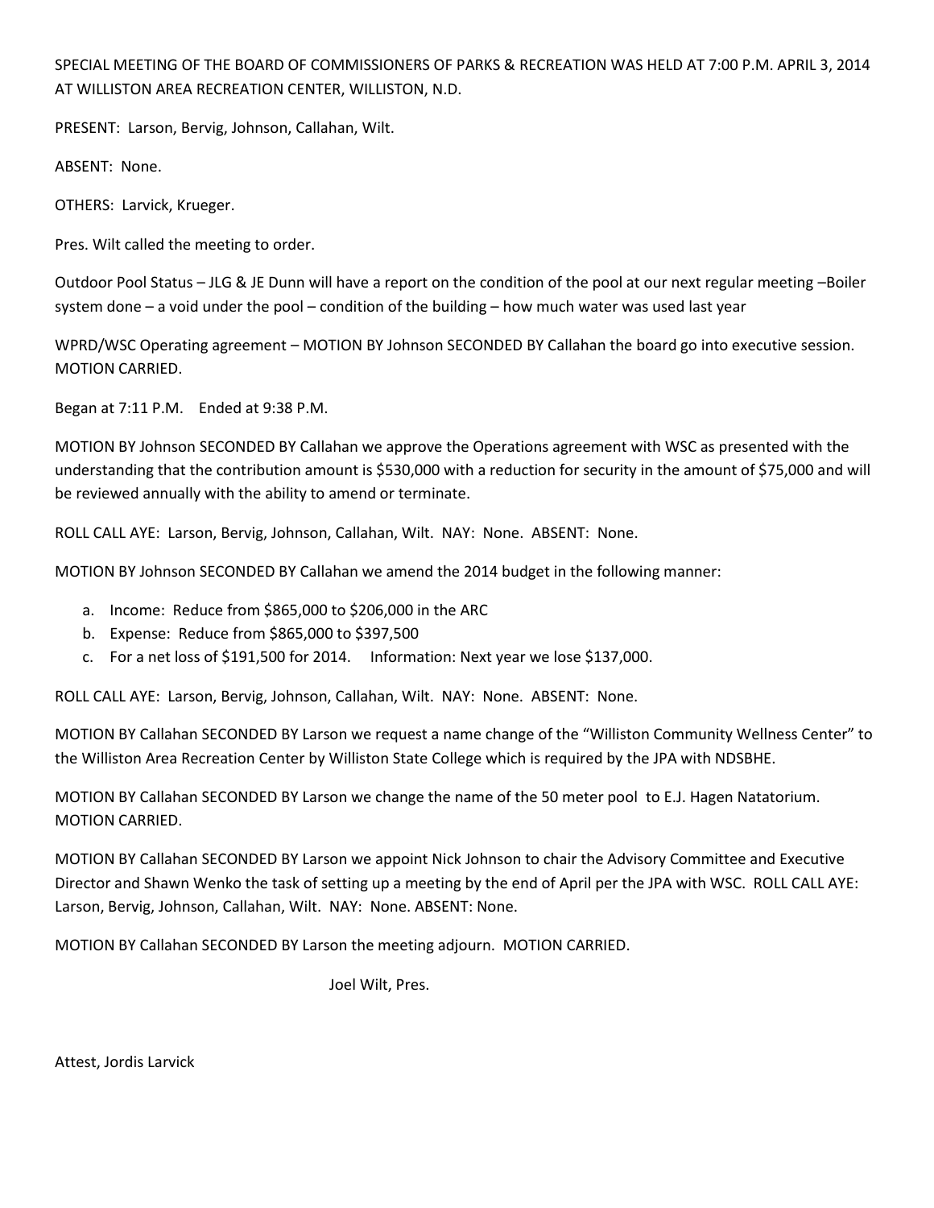SPECIAL MEETING OF THE BOARD OF COMMISSIONERS OF PARKS & RECREATION WAS HELD AT 7:00 P.M. APRIL 3, 2014 AT WILLISTON AREA RECREATION CENTER, WILLISTON, N.D.

PRESENT: Larson, Bervig, Johnson, Callahan, Wilt.

ABSENT: None.

OTHERS: Larvick, Krueger.

Pres. Wilt called the meeting to order.

Outdoor Pool Status – JLG & JE Dunn will have a report on the condition of the pool at our next regular meeting –Boiler system done – a void under the pool – condition of the building – how much water was used last year

WPRD/WSC Operating agreement – MOTION BY Johnson SECONDED BY Callahan the board go into executive session. MOTION CARRIED.

Began at 7:11 P.M. Ended at 9:38 P.M.

MOTION BY Johnson SECONDED BY Callahan we approve the Operations agreement with WSC as presented with the understanding that the contribution amount is $530,000 with a reduction for security in the amount of $75,000 and will be reviewed annually with the ability to amend or terminate.

ROLL CALL AYE: Larson, Bervig, Johnson, Callahan, Wilt. NAY: None. ABSENT: None.

MOTION BY Johnson SECONDED BY Callahan we amend the 2014 budget in the following manner:

a. Income: Reduce from $865,000 to $206,000 in the ARC
b. Expense: Reduce from $865,000 to $397,500
c. For a net loss of $191,500 for 2014. Information: Next year we lose $137,000.

ROLL CALL AYE: Larson, Bervig, Johnson, Callahan, Wilt. NAY: None. ABSENT: None.

MOTION BY Callahan SECONDED BY Larson we request a name change of the "Williston Community Wellness Center" to the Williston Area Recreation Center by Williston State College which is required by the JPA with NDSBHE.

MOTION BY Callahan SECONDED BY Larson we change the name of the 50 meter pool to E.J. Hagen Natatorium. MOTION CARRIED.

MOTION BY Callahan SECONDED BY Larson we appoint Nick Johnson to chair the Advisory Committee and Executive Director and Shawn Wenko the task of setting up a meeting by the end of April per the JPA with WSC. ROLL CALL AYE: Larson, Bervig, Johnson, Callahan, Wilt. NAY: None. ABSENT: None.

MOTION BY Callahan SECONDED BY Larson the meeting adjourn. MOTION CARRIED.

Joel Wilt, Pres.

Attest, Jordis Larvick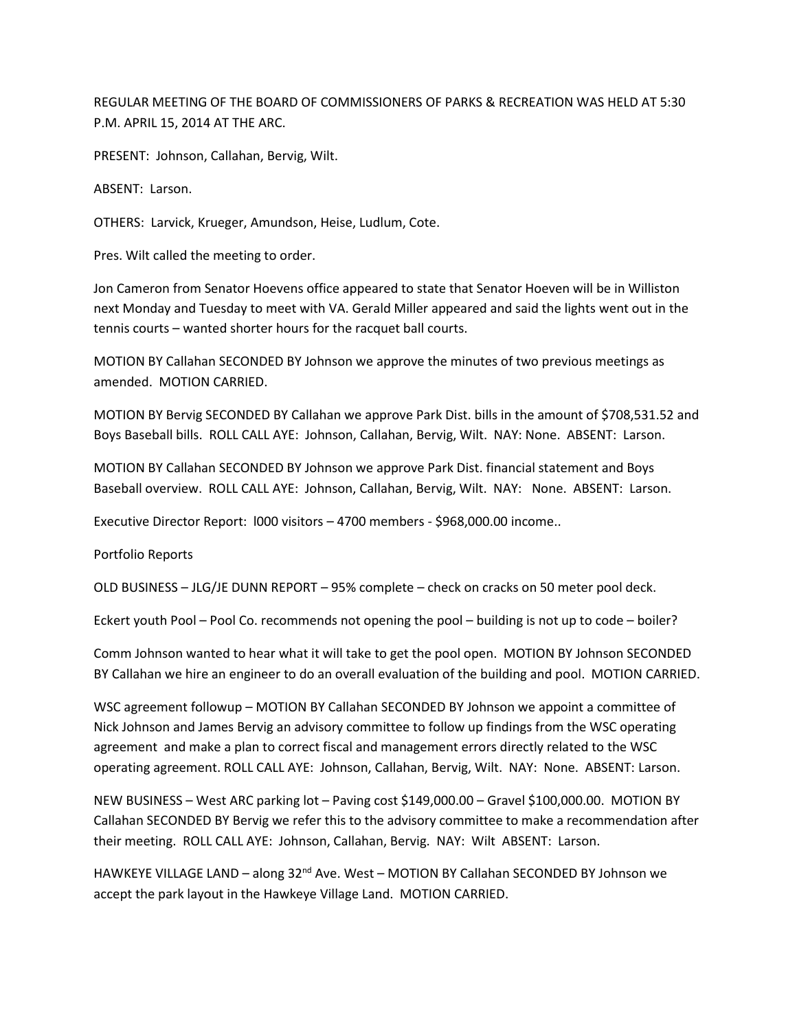REGULAR MEETING OF THE BOARD OF COMMISSIONERS OF PARKS & RECREATION WAS HELD AT 5:30 P.M. APRIL 15, 2014 AT THE ARC.

PRESENT: Johnson, Callahan, Bervig, Wilt.

ABSENT: Larson.

OTHERS: Larvick, Krueger, Amundson, Heise, Ludlum, Cote.

Pres. Wilt called the meeting to order.

Jon Cameron from Senator Hoevens office appeared to state that Senator Hoeven will be in Williston next Monday and Tuesday to meet with VA. Gerald Miller appeared and said the lights went out in the tennis courts – wanted shorter hours for the racquet ball courts.

MOTION BY Callahan SECONDED BY Johnson we approve the minutes of two previous meetings as amended. MOTION CARRIED.

MOTION BY Bervig SECONDED BY Callahan we approve Park Dist. bills in the amount of $708,531.52 and Boys Baseball bills. ROLL CALL AYE: Johnson, Callahan, Bervig, Wilt. NAY: None. ABSENT: Larson.

MOTION BY Callahan SECONDED BY Johnson we approve Park Dist. financial statement and Boys Baseball overview. ROLL CALL AYE: Johnson, Callahan, Bervig, Wilt. NAY: None. ABSENT: Larson.

Executive Director Report: l000 visitors – 4700 members - $968,000.00 income..

Portfolio Reports

OLD BUSINESS – JLG/JE DUNN REPORT – 95% complete – check on cracks on 50 meter pool deck.

Eckert youth Pool – Pool Co. recommends not opening the pool – building is not up to code – boiler?

Comm Johnson wanted to hear what it will take to get the pool open. MOTION BY Johnson SECONDED BY Callahan we hire an engineer to do an overall evaluation of the building and pool. MOTION CARRIED.

WSC agreement followup – MOTION BY Callahan SECONDED BY Johnson we appoint a committee of Nick Johnson and James Bervig an advisory committee to follow up findings from the WSC operating agreement and make a plan to correct fiscal and management errors directly related to the WSC operating agreement. ROLL CALL AYE: Johnson, Callahan, Bervig, Wilt. NAY: None. ABSENT: Larson.

NEW BUSINESS – West ARC parking lot – Paving cost $149,000.00 – Gravel $100,000.00. MOTION BY Callahan SECONDED BY Bervig we refer this to the advisory committee to make a recommendation after their meeting. ROLL CALL AYE: Johnson, Callahan, Bervig. NAY: Wilt ABSENT: Larson.

HAWKEYE VILLAGE LAND – along 32nd Ave. West – MOTION BY Callahan SECONDED BY Johnson we accept the park layout in the Hawkeye Village Land. MOTION CARRIED.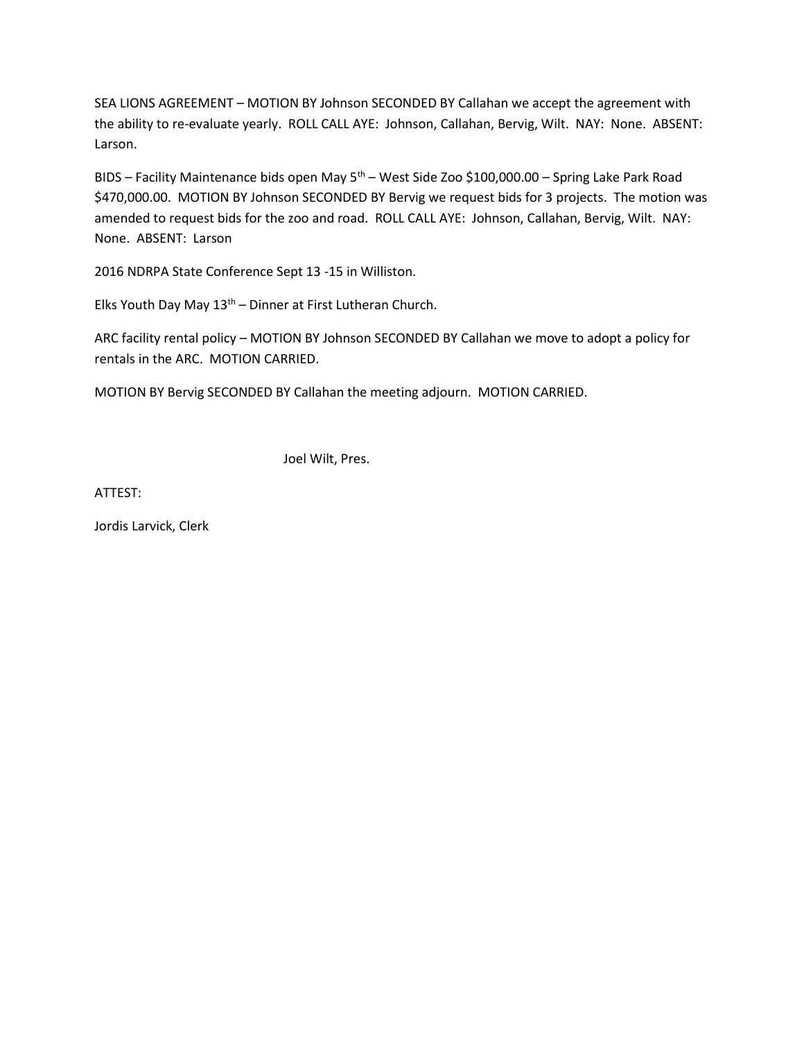SEA LIONS AGREEMENT – MOTION BY Johnson SECONDED BY Callahan we accept the agreement with the ability to re-evaluate yearly. ROLL CALL AYE: Johnson, Callahan, Bervig, Wilt. NAY: None. ABSENT: Larson.

BIDS – Facility Maintenance bids open May 5th – West Side Zoo $100,000.00 – Spring Lake Park Road $470,000.00. MOTION BY Johnson SECONDED BY Bervig we request bids for 3 projects. The motion was amended to request bids for the zoo and road. ROLL CALL AYE: Johnson, Callahan, Bervig, Wilt. NAY: None. ABSENT: Larson

2016 NDRPA State Conference Sept 13 -15 in Williston.

Elks Youth Day May 13th – Dinner at First Lutheran Church.

ARC facility rental policy – MOTION BY Johnson SECONDED BY Callahan we move to adopt a policy for rentals in the ARC. MOTION CARRIED.

MOTION BY Bervig SECONDED BY Callahan the meeting adjourn. MOTION CARRIED.

Joel Wilt, Pres.

ATTEST:

Jordis Larvick, Clerk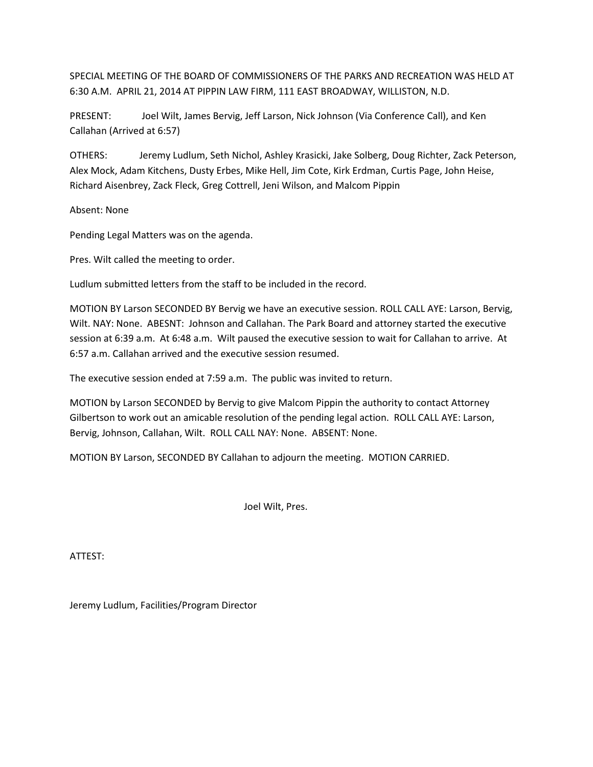SPECIAL MEETING OF THE BOARD OF COMMISSIONERS OF THE PARKS AND RECREATION WAS HELD AT 6:30 A.M. APRIL 21, 2014 AT PIPPIN LAW FIRM, 111 EAST BROADWAY, WILLISTON, N.D.

PRESENT: Joel Wilt, James Bervig, Jeff Larson, Nick Johnson (Via Conference Call), and Ken Callahan (Arrived at 6:57)

OTHERS: Jeremy Ludlum, Seth Nichol, Ashley Krasicki, Jake Solberg, Doug Richter, Zack Peterson, Alex Mock, Adam Kitchens, Dusty Erbes, Mike Hell, Jim Cote, Kirk Erdman, Curtis Page, John Heise, Richard Aisenbrey, Zack Fleck, Greg Cottrell, Jeni Wilson, and Malcom Pippin

Absent: None

Pending Legal Matters was on the agenda.

Pres. Wilt called the meeting to order.

Ludlum submitted letters from the staff to be included in the record.

MOTION BY Larson SECONDED BY Bervig we have an executive session. ROLL CALL AYE: Larson, Bervig, Wilt. NAY: None. ABESNT: Johnson and Callahan. The Park Board and attorney started the executive session at 6:39 a.m. At 6:48 a.m. Wilt paused the executive session to wait for Callahan to arrive. At 6:57 a.m. Callahan arrived and the executive session resumed.

The executive session ended at 7:59 a.m. The public was invited to return.

MOTION by Larson SECONDED by Bervig to give Malcom Pippin the authority to contact Attorney Gilbertson to work out an amicable resolution of the pending legal action. ROLL CALL AYE: Larson, Bervig, Johnson, Callahan, Wilt. ROLL CALL NAY: None. ABSENT: None.

MOTION BY Larson, SECONDED BY Callahan to adjourn the meeting. MOTION CARRIED.

Joel Wilt, Pres.

ATTEST:

Jeremy Ludlum, Facilities/Program Director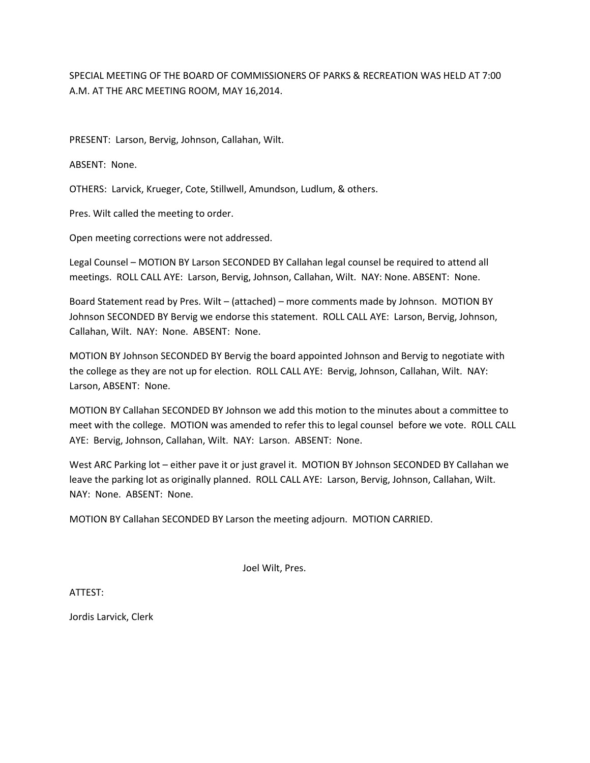SPECIAL MEETING OF THE BOARD OF COMMISSIONERS OF PARKS & RECREATION WAS HELD AT 7:00 A.M. AT THE ARC MEETING ROOM, MAY 16,2014.

PRESENT: Larson, Bervig, Johnson, Callahan, Wilt.

ABSENT: None.

OTHERS: Larvick, Krueger, Cote, Stillwell, Amundson, Ludlum, & others.

Pres. Wilt called the meeting to order.

Open meeting corrections were not addressed.

Legal Counsel – MOTION BY Larson SECONDED BY Callahan legal counsel be required to attend all meetings. ROLL CALL AYE: Larson, Bervig, Johnson, Callahan, Wilt. NAY: None. ABSENT: None.

Board Statement read by Pres. Wilt – (attached) – more comments made by Johnson. MOTION BY Johnson SECONDED BY Bervig we endorse this statement. ROLL CALL AYE: Larson, Bervig, Johnson, Callahan, Wilt. NAY: None. ABSENT: None.

MOTION BY Johnson SECONDED BY Bervig the board appointed Johnson and Bervig to negotiate with the college as they are not up for election. ROLL CALL AYE: Bervig, Johnson, Callahan, Wilt. NAY: Larson, ABSENT: None.

MOTION BY Callahan SECONDED BY Johnson we add this motion to the minutes about a committee to meet with the college. MOTION was amended to refer this to legal counsel before we vote. ROLL CALL AYE: Bervig, Johnson, Callahan, Wilt. NAY: Larson. ABSENT: None.

West ARC Parking lot – either pave it or just gravel it. MOTION BY Johnson SECONDED BY Callahan we leave the parking lot as originally planned. ROLL CALL AYE: Larson, Bervig, Johnson, Callahan, Wilt. NAY: None. ABSENT: None.

MOTION BY Callahan SECONDED BY Larson the meeting adjourn. MOTION CARRIED.

Joel Wilt, Pres.

ATTEST:

Jordis Larvick, Clerk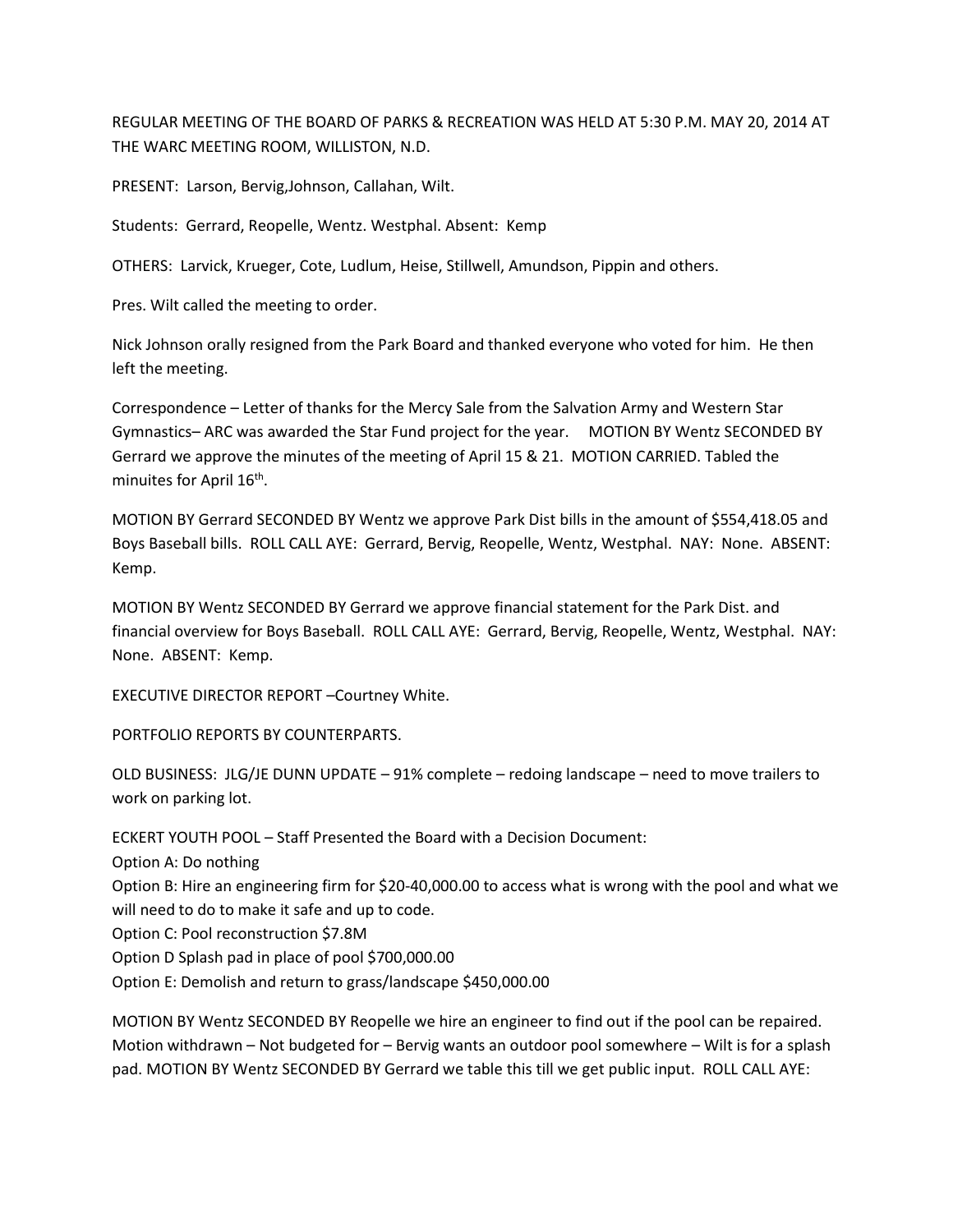REGULAR MEETING OF THE BOARD OF PARKS & RECREATION WAS HELD AT 5:30 P.M. MAY 20, 2014 AT THE WARC MEETING ROOM, WILLISTON, N.D.

PRESENT: Larson, Bervig,Johnson, Callahan, Wilt.

Students: Gerrard, Reopelle, Wentz. Westphal. Absent: Kemp

OTHERS: Larvick, Krueger, Cote, Ludlum, Heise, Stillwell, Amundson, Pippin and others.

Pres. Wilt called the meeting to order.

Nick Johnson orally resigned from the Park Board and thanked everyone who voted for him. He then left the meeting.

Correspondence – Letter of thanks for the Mercy Sale from the Salvation Army and Western Star Gymnastics– ARC was awarded the Star Fund project for the year. MOTION BY Wentz SECONDED BY Gerrard we approve the minutes of the meeting of April 15 & 21. MOTION CARRIED. Tabled the minuites for April 16th.

MOTION BY Gerrard SECONDED BY Wentz we approve Park Dist bills in the amount of $554,418.05 and Boys Baseball bills. ROLL CALL AYE: Gerrard, Bervig, Reopelle, Wentz, Westphal. NAY: None. ABSENT: Kemp.

MOTION BY Wentz SECONDED BY Gerrard we approve financial statement for the Park Dist. and financial overview for Boys Baseball. ROLL CALL AYE: Gerrard, Bervig, Reopelle, Wentz, Westphal. NAY: None. ABSENT: Kemp.

EXECUTIVE DIRECTOR REPORT –Courtney White.

PORTFOLIO REPORTS BY COUNTERPARTS.

OLD BUSINESS: JLG/JE DUNN UPDATE – 91% complete – redoing landscape – need to move trailers to work on parking lot.

ECKERT YOUTH POOL – Staff Presented the Board with a Decision Document:
Option A: Do nothing
Option B: Hire an engineering firm for $20-40,000.00 to access what is wrong with the pool and what we will need to do to make it safe and up to code.
Option C: Pool reconstruction $7.8M
Option D Splash pad in place of pool $700,000.00
Option E: Demolish and return to grass/landscape $450,000.00

MOTION BY Wentz SECONDED BY Reopelle we hire an engineer to find out if the pool can be repaired. Motion withdrawn – Not budgeted for – Bervig wants an outdoor pool somewhere – Wilt is for a splash pad. MOTION BY Wentz SECONDED BY Gerrard we table this till we get public input. ROLL CALL AYE: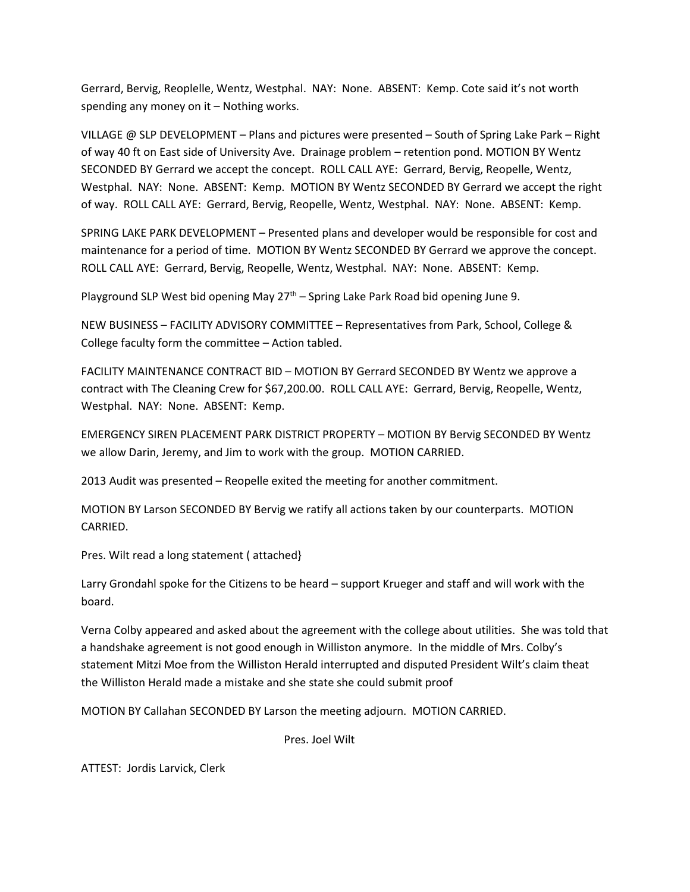Gerrard, Bervig, Reoplelle, Wentz, Westphal. NAY: None. ABSENT: Kemp. Cote said it's not worth spending any money on it – Nothing works.

VILLAGE @ SLP DEVELOPMENT – Plans and pictures were presented – South of Spring Lake Park – Right of way 40 ft on East side of University Ave. Drainage problem – retention pond. MOTION BY Wentz SECONDED BY Gerrard we accept the concept. ROLL CALL AYE: Gerrard, Bervig, Reopelle, Wentz, Westphal. NAY: None. ABSENT: Kemp. MOTION BY Wentz SECONDED BY Gerrard we accept the right of way. ROLL CALL AYE: Gerrard, Bervig, Reopelle, Wentz, Westphal. NAY: None. ABSENT: Kemp.

SPRING LAKE PARK DEVELOPMENT – Presented plans and developer would be responsible for cost and maintenance for a period of time. MOTION BY Wentz SECONDED BY Gerrard we approve the concept. ROLL CALL AYE: Gerrard, Bervig, Reopelle, Wentz, Westphal. NAY: None. ABSENT: Kemp.

Playground SLP West bid opening May 27th – Spring Lake Park Road bid opening June 9.

NEW BUSINESS – FACILITY ADVISORY COMMITTEE – Representatives from Park, School, College & College faculty form the committee – Action tabled.

FACILITY MAINTENANCE CONTRACT BID – MOTION BY Gerrard SECONDED BY Wentz we approve a contract with The Cleaning Crew for $67,200.00. ROLL CALL AYE: Gerrard, Bervig, Reopelle, Wentz, Westphal. NAY: None. ABSENT: Kemp.

EMERGENCY SIREN PLACEMENT PARK DISTRICT PROPERTY – MOTION BY Bervig SECONDED BY Wentz we allow Darin, Jeremy, and Jim to work with the group. MOTION CARRIED.

2013 Audit was presented – Reopelle exited the meeting for another commitment.

MOTION BY Larson SECONDED BY Bervig we ratify all actions taken by our counterparts. MOTION CARRIED.

Pres. Wilt read a long statement ( attached}

Larry Grondahl spoke for the Citizens to be heard – support Krueger and staff and will work with the board.

Verna Colby appeared and asked about the agreement with the college about utilities. She was told that a handshake agreement is not good enough in Williston anymore. In the middle of Mrs. Colby's statement Mitzi Moe from the Williston Herald interrupted and disputed President Wilt's claim theat the Williston Herald made a mistake and she state she could submit proof

MOTION BY Callahan SECONDED BY Larson the meeting adjourn. MOTION CARRIED.

Pres. Joel Wilt

ATTEST: Jordis Larvick, Clerk